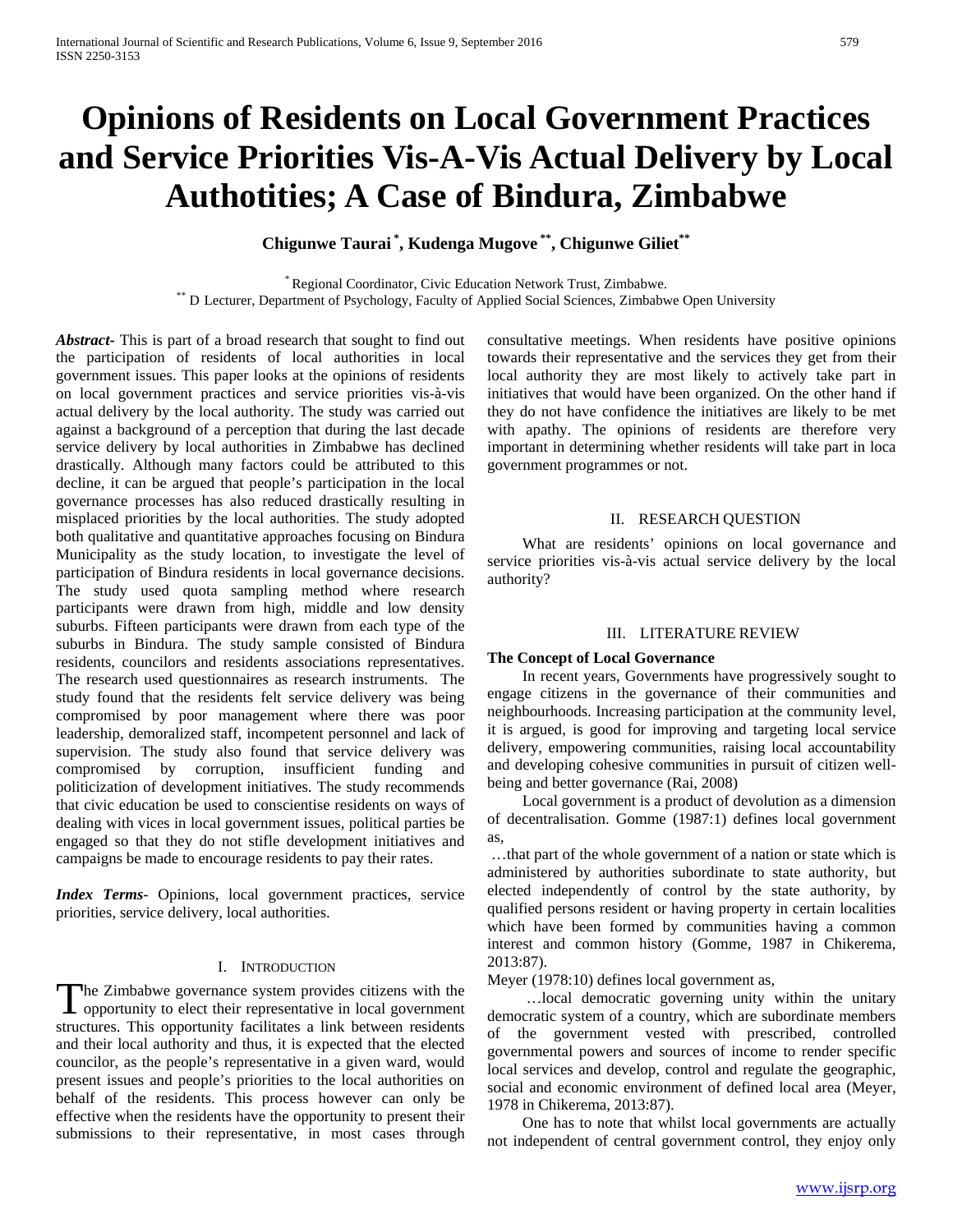# Opinions of Residents on Local Government Practices and Service Priorities Vis-A-Vis Actual Delivery by Local Authotities; A Case of Bindura, Zimbabwe

**Chigunwe Taurai [*], Kudenga Mugove [**], Chigunwe Giliet [**]**

[*] Regional Coordinator, Civic Education Network Trust, Zimbabwe.
[**] D Lecturer, Department of Psychology, Faculty of Applied Social Sciences, Zimbabwe Open University

***Abstract***- This is part of a broad research that sought to find out the participation of residents of local authorities in local government issues. This paper looks at the opinions of residents on local government practices and service priorities vis-à-vis actual delivery by the local authority. The study was carried out against a background of a perception that during the last decade service delivery by local authorities in Zimbabwe has declined drastically. Although many factors could be attributed to this decline, it can be argued that people's participation in the local governance processes has also reduced drastically resulting in misplaced priorities by the local authorities. The study adopted both qualitative and quantitative approaches focusing on Bindura Municipality as the study location, to investigate the level of participation of Bindura residents in local governance decisions. The study used quota sampling method where research participants were drawn from high, middle and low density suburbs. Fifteen participants were drawn from each type of the suburbs in Bindura. The study sample consisted of Bindura residents, councilors and residents associations representatives. The research used questionnaires as research instruments. The study found that the residents felt service delivery was being compromised by poor management where there was poor leadership, demoralized staff, incompetent personnel and lack of supervision. The study also found that service delivery was compromised by corruption, insufficient funding and politicization of development initiatives. The study recommends that civic education be used to conscientise residents on ways of dealing with vices in local government issues, political parties be engaged so that they do not stifle development initiatives and campaigns be made to encourage residents to pay their rates.

***Index Terms***- Opinions, local government practices, service priorities, service delivery, local authorities.

## I. Introduction

The Zimbabwe governance system provides citizens with the opportunity to elect their representative in local government structures. This opportunity facilitates a link between residents and their local authority and thus, it is expected that the elected councilor, as the people's representative in a given ward, would present issues and people's priorities to the local authorities on behalf of the residents. This process however can only be effective when the residents have the opportunity to present their submissions to their representative, in most cases through consultative meetings. When residents have positive opinions towards their representative and the services they get from their local authority they are most likely to actively take part in initiatives that would have been organized. On the other hand if they do not have confidence the initiatives are likely to be met with apathy. The opinions of residents are therefore very important in determining whether residents will take part in loca government programmes or not.

## II. Research Question

What are residents' opinions on local governance and service priorities vis-à-vis actual service delivery by the local authority?

## III. Literature Review

**The Concept of Local Governance**

In recent years, Governments have progressively sought to engage citizens in the governance of their communities and neighbourhoods. Increasing participation at the community level, it is argued, is good for improving and targeting local service delivery, empowering communities, raising local accountability and developing cohesive communities in pursuit of citizen well-being and better governance (Rai, 2008)

Local government is a product of devolution as a dimension of decentralisation. Gomme (1987:1) defines local government as,

…that part of the whole government of a nation or state which is administered by authorities subordinate to state authority, but elected independently of control by the state authority, by qualified persons resident or having property in certain localities which have been formed by communities having a common interest and common history (Gomme, 1987 in Chikerema, 2013:87).

Meyer (1978:10) defines local government as,

…local democratic governing unity within the unitary democratic system of a country, which are subordinate members of the government vested with prescribed, controlled governmental powers and sources of income to render specific local services and develop, control and regulate the geographic, social and economic environment of defined local area (Meyer, 1978 in Chikerema, 2013:87).

One has to note that whilst local governments are actually not independent of central government control, they enjoy only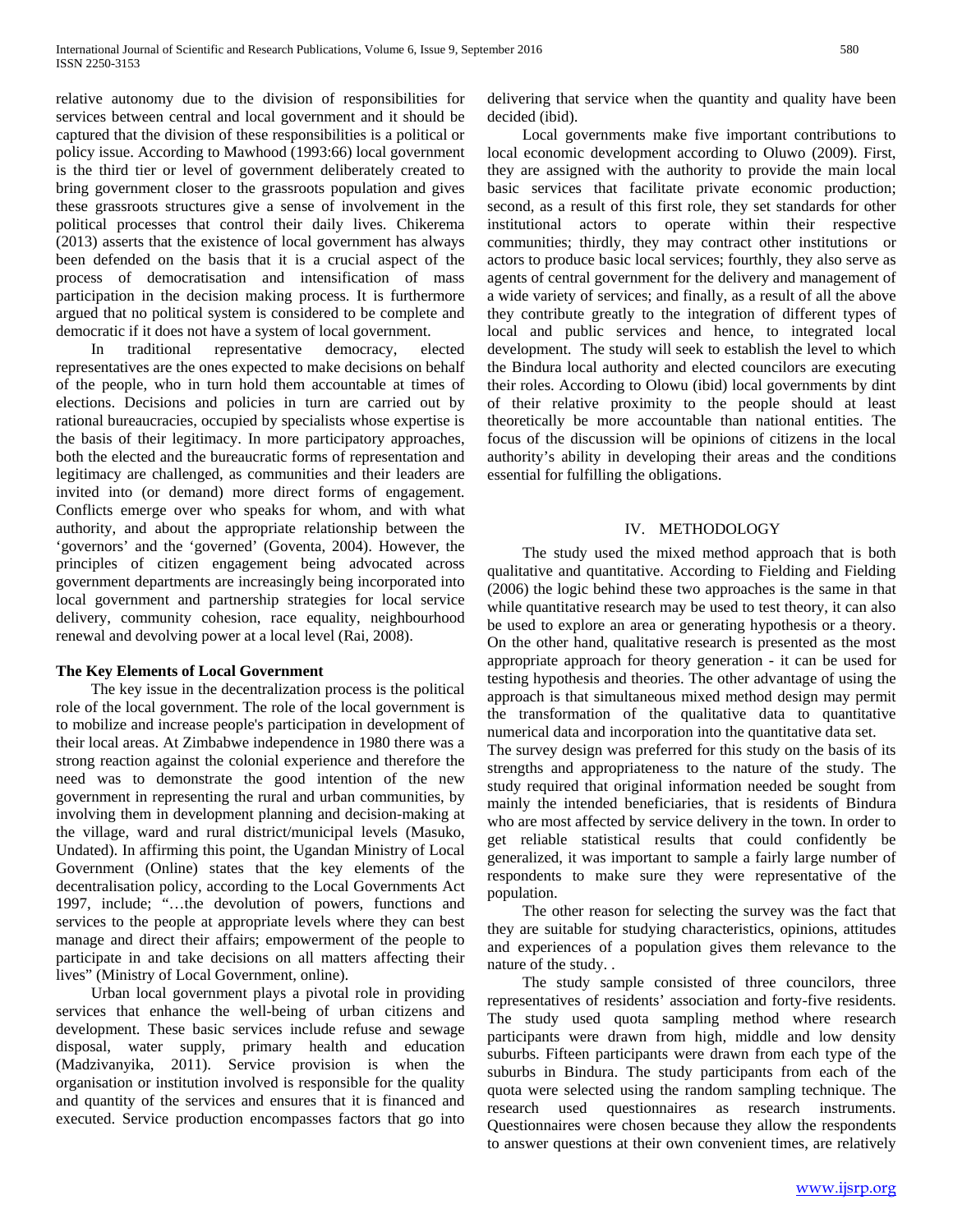relative autonomy due to the division of responsibilities for services between central and local government and it should be captured that the division of these responsibilities is a political or policy issue. According to Mawhood (1993:66) local government is the third tier or level of government deliberately created to bring government closer to the grassroots population and gives these grassroots structures give a sense of involvement in the political processes that control their daily lives. Chikerema (2013) asserts that the existence of local government has always been defended on the basis that it is a crucial aspect of the process of democratisation and intensification of mass participation in the decision making process. It is furthermore argued that no political system is considered to be complete and democratic if it does not have a system of local government.

In traditional representative democracy, elected representatives are the ones expected to make decisions on behalf of the people, who in turn hold them accountable at times of elections. Decisions and policies in turn are carried out by rational bureaucracies, occupied by specialists whose expertise is the basis of their legitimacy. In more participatory approaches, both the elected and the bureaucratic forms of representation and legitimacy are challenged, as communities and their leaders are invited into (or demand) more direct forms of engagement. Conflicts emerge over who speaks for whom, and with what authority, and about the appropriate relationship between the 'governors' and the 'governed' (Goventa, 2004). However, the principles of citizen engagement being advocated across government departments are increasingly being incorporated into local government and partnership strategies for local service delivery, community cohesion, race equality, neighbourhood renewal and devolving power at a local level (Rai, 2008).

**The Key Elements of Local Government**

The key issue in the decentralization process is the political role of the local government. The role of the local government is to mobilize and increase people's participation in development of their local areas. At Zimbabwe independence in 1980 there was a strong reaction against the colonial experience and therefore the need was to demonstrate the good intention of the new government in representing the rural and urban communities, by involving them in development planning and decision-making at the village, ward and rural district/municipal levels (Masuko, Undated). In affirming this point, the Ugandan Ministry of Local Government (Online) states that the key elements of the decentralisation policy, according to the Local Governments Act 1997, include; "…the devolution of powers, functions and services to the people at appropriate levels where they can best manage and direct their affairs; empowerment of the people to participate in and take decisions on all matters affecting their lives" (Ministry of Local Government, online).

Urban local government plays a pivotal role in providing services that enhance the well-being of urban citizens and development. These basic services include refuse and sewage disposal, water supply, primary health and education (Madzivanyika, 2011). Service provision is when the organisation or institution involved is responsible for the quality and quantity of the services and ensures that it is financed and executed. Service production encompasses factors that go into delivering that service when the quantity and quality have been decided (ibid).

Local governments make five important contributions to local economic development according to Oluwo (2009). First, they are assigned with the authority to provide the main local basic services that facilitate private economic production; second, as a result of this first role, they set standards for other institutional actors to operate within their respective communities; thirdly, they may contract other institutions or actors to produce basic local services; fourthly, they also serve as agents of central government for the delivery and management of a wide variety of services; and finally, as a result of all the above they contribute greatly to the integration of different types of local and public services and hence, to integrated local development. The study will seek to establish the level to which the Bindura local authority and elected councilors are executing their roles. According to Olowu (ibid) local governments by dint of their relative proximity to the people should at least theoretically be more accountable than national entities. The focus of the discussion will be opinions of citizens in the local authority's ability in developing their areas and the conditions essential for fulfilling the obligations.

## IV. METHODOLOGY

The study used the mixed method approach that is both qualitative and quantitative. According to Fielding and Fielding (2006) the logic behind these two approaches is the same in that while quantitative research may be used to test theory, it can also be used to explore an area or generating hypothesis or a theory. On the other hand, qualitative research is presented as the most appropriate approach for theory generation - it can be used for testing hypothesis and theories. The other advantage of using the approach is that simultaneous mixed method design may permit the transformation of the qualitative data to quantitative numerical data and incorporation into the quantitative data set.

The survey design was preferred for this study on the basis of its strengths and appropriateness to the nature of the study. The study required that original information needed be sought from mainly the intended beneficiaries, that is residents of Bindura who are most affected by service delivery in the town. In order to get reliable statistical results that could confidently be generalized, it was important to sample a fairly large number of respondents to make sure they were representative of the population.

The other reason for selecting the survey was the fact that they are suitable for studying characteristics, opinions, attitudes and experiences of a population gives them relevance to the nature of the study. .

The study sample consisted of three councilors, three representatives of residents' association and forty-five residents. The study used quota sampling method where research participants were drawn from high, middle and low density suburbs. Fifteen participants were drawn from each type of the suburbs in Bindura. The study participants from each of the quota were selected using the random sampling technique. The research used questionnaires as research instruments. Questionnaires were chosen because they allow the respondents to answer questions at their own convenient times, are relatively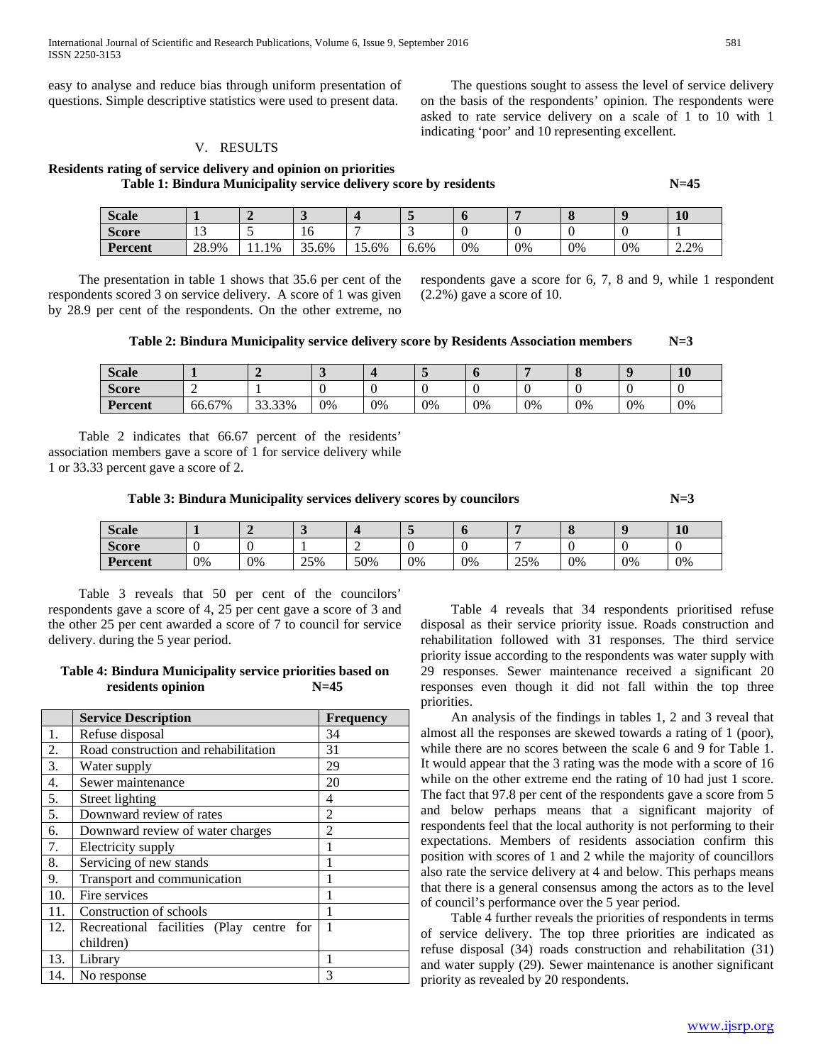easy to analyse and reduce bias through uniform presentation of questions. Simple descriptive statistics were used to present data.

The questions sought to assess the level of service delivery on the basis of the respondents' opinion. The respondents were asked to rate service delivery on a scale of 1 to 10 with 1 indicating 'poor' and 10 representing excellent.

## V. RESULTS

**Residents rating of service delivery and opinion on priorities**

**Table 1: Bindura Municipality service delivery score by residents N=45**

| Scale | 1 | 2 | 3 | 4 | 5 | 6 | 7 | 8 | 9 | 10 |
|---|---|---|---|---|---|---|---|---|---|---|
| Score | 13 | 5 | 16 | 7 | 3 | 0 | 0 | 0 | 0 | 1 |
| Percent | 28.9% | 11.1% | 35.6% | 15.6% | 6.6% | 0% | 0% | 0% | 0% | 2.2% |

The presentation in table 1 shows that 35.6 per cent of the respondents scored 3 on service delivery. A score of 1 was given by 28.9 per cent of the respondents. On the other extreme, no respondents gave a score for 6, 7, 8 and 9, while 1 respondent (2.2%) gave a score of 10.

**Table 2: Bindura Municipality service delivery score by Residents Association members N=3**

| Scale | 1 | 2 | 3 | 4 | 5 | 6 | 7 | 8 | 9 | 10 |
|---|---|---|---|---|---|---|---|---|---|---|
| Score | 2 | 1 | 0 | 0 | 0 | 0 | 0 | 0 | 0 | 0 |
| Percent | 66.67% | 33.33% | 0% | 0% | 0% | 0% | 0% | 0% | 0% | 0% |

Table 2 indicates that 66.67 percent of the residents' association members gave a score of 1 for service delivery while 1 or 33.33 percent gave a score of 2.

**Table 3: Bindura Municipality services delivery scores by councilors N=3**

| Scale | 1 | 2 | 3 | 4 | 5 | 6 | 7 | 8 | 9 | 10 |
|---|---|---|---|---|---|---|---|---|---|---|
| Score | 0 | 0 | 1 | 2 | 0 | 0 | 7 | 0 | 0 | 0 |
| Percent | 0% | 0% | 25% | 50% | 0% | 0% | 25% | 0% | 0% | 0% |

Table 3 reveals that 50 per cent of the councilors' respondents gave a score of 4, 25 per cent gave a score of 3 and the other 25 per cent awarded a score of 7 to council for service delivery. during the 5 year period.

**Table 4: Bindura Municipality service priorities based on residents opinion N=45**

| | Service Description | Frequency |
|---|---|---|
| 1. | Refuse disposal | 34 |
| 2. | Road construction and rehabilitation | 31 |
| 3. | Water supply | 29 |
| 4. | Sewer maintenance | 20 |
| 5. | Street lighting | 4 |
| 5. | Downward review of rates | 2 |
| 6. | Downward review of water charges | 2 |
| 7. | Electricity supply | 1 |
| 8. | Servicing of new stands | 1 |
| 9. | Transport and communication | 1 |
| 10. | Fire services | 1 |
| 11. | Construction of schools | 1 |
| 12. | Recreational facilities (Play centre for children) | 1 |
| 13. | Library | 1 |
| 14. | No response | 3 |

Table 4 reveals that 34 respondents prioritised refuse disposal as their service priority issue. Roads construction and rehabilitation followed with 31 responses. The third service priority issue according to the respondents was water supply with 29 responses. Sewer maintenance received a significant 20 responses even though it did not fall within the top three priorities.

An analysis of the findings in tables 1, 2 and 3 reveal that almost all the responses are skewed towards a rating of 1 (poor), while there are no scores between the scale 6 and 9 for Table 1. It would appear that the 3 rating was the mode with a score of 16 while on the other extreme end the rating of 10 had just 1 score. The fact that 97.8 per cent of the respondents gave a score from 5 and below perhaps means that a significant majority of respondents feel that the local authority is not performing to their expectations. Members of residents association confirm this position with scores of 1 and 2 while the majority of councillors also rate the service delivery at 4 and below. This perhaps means that there is a general consensus among the actors as to the level of council's performance over the 5 year period.

Table 4 further reveals the priorities of respondents in terms of service delivery. The top three priorities are indicated as refuse disposal (34) roads construction and rehabilitation (31) and water supply (29). Sewer maintenance is another significant priority as revealed by 20 respondents.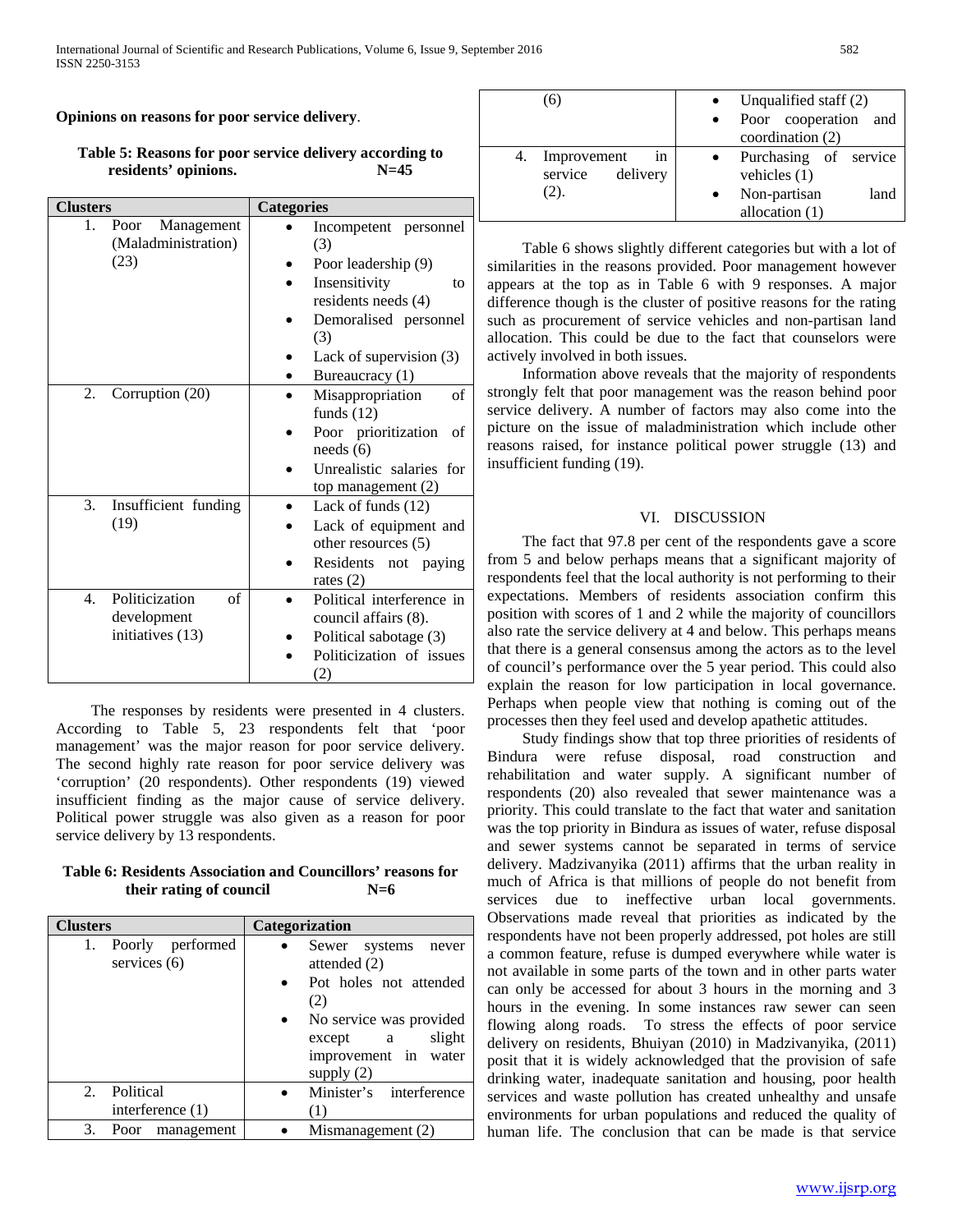**Opinions on reasons for poor service delivery**.

**Table 5: Reasons for poor service delivery according to residents' opinions. N=45**

| Clusters | Categories |
|---|---|
| 1. Poor Management (Maladministration) (23) | • Incompetent personnel (3)<br>• Poor leadership (9)<br>• Insensitivity to residents needs (4)<br>• Demoralised personnel (3)<br>• Lack of supervision (3)<br>• Bureaucracy (1) |
| 2. Corruption (20) | • Misappropriation of funds (12)<br>• Poor prioritization of needs (6)<br>• Unrealistic salaries for top management (2) |
| 3. Insufficient funding (19) | • Lack of funds (12)<br>• Lack of equipment and other resources (5)<br>• Residents not paying rates (2) |
| 4. Politicization of development initiatives (13) | • Political interference in council affairs (8).<br>• Political sabotage (3)<br>• Politicization of issues (2) |

The responses by residents were presented in 4 clusters. According to Table 5, 23 respondents felt that 'poor management' was the major reason for poor service delivery. The second highly rate reason for poor service delivery was 'corruption' (20 respondents). Other respondents (19) viewed insufficient finding as the major cause of service delivery. Political power struggle was also given as a reason for poor service delivery by 13 respondents.

**Table 6: Residents Association and Councillors' reasons for their rating of council N=6**

| Clusters | Categorization |
|---|---|
| 1. Poorly performed services (6) | • Sewer systems never attended (2)<br>• Pot holes not attended (2)<br>• No service was provided except a slight improvement in water supply (2) |
| 2. Political interference (1) | • Minister's interference (1) |
| 3. Poor management (6) | • Mismanagement (2)<br>• Unqualified staff (2)<br>• Poor cooperation and coordination (2) |
| 4. Improvement in service delivery (2). | • Purchasing of service vehicles (1)<br>• Non-partisan land allocation (1) |

Table 6 shows slightly different categories but with a lot of similarities in the reasons provided. Poor management however appears at the top as in Table 6 with 9 responses. A major difference though is the cluster of positive reasons for the rating such as procurement of service vehicles and non-partisan land allocation. This could be due to the fact that counselors were actively involved in both issues.

Information above reveals that the majority of respondents strongly felt that poor management was the reason behind poor service delivery. A number of factors may also come into the picture on the issue of maladministration which include other reasons raised, for instance political power struggle (13) and insufficient funding (19).

## VI. DISCUSSION

The fact that 97.8 per cent of the respondents gave a score from 5 and below perhaps means that a significant majority of respondents feel that the local authority is not performing to their expectations. Members of residents association confirm this position with scores of 1 and 2 while the majority of councillors also rate the service delivery at 4 and below. This perhaps means that there is a general consensus among the actors as to the level of council's performance over the 5 year period. This could also explain the reason for low participation in local governance. Perhaps when people view that nothing is coming out of the processes then they feel used and develop apathetic attitudes.

Study findings show that top three priorities of residents of Bindura were refuse disposal, road construction and rehabilitation and water supply. A significant number of respondents (20) also revealed that sewer maintenance was a priority. This could translate to the fact that water and sanitation was the top priority in Bindura as issues of water, refuse disposal and sewer systems cannot be separated in terms of service delivery. Madzivanyika (2011) affirms that the urban reality in much of Africa is that millions of people do not benefit from services due to ineffective urban local governments. Observations made reveal that priorities as indicated by the respondents have not been properly addressed, pot holes are still a common feature, refuse is dumped everywhere while water is not available in some parts of the town and in other parts water can only be accessed for about 3 hours in the morning and 3 hours in the evening. In some instances raw sewer can seen flowing along roads. To stress the effects of poor service delivery on residents, Bhuiyan (2010) in Madzivanyika, (2011) posit that it is widely acknowledged that the provision of safe drinking water, inadequate sanitation and housing, poor health services and waste pollution has created unhealthy and unsafe environments for urban populations and reduced the quality of human life. The conclusion that can be made is that service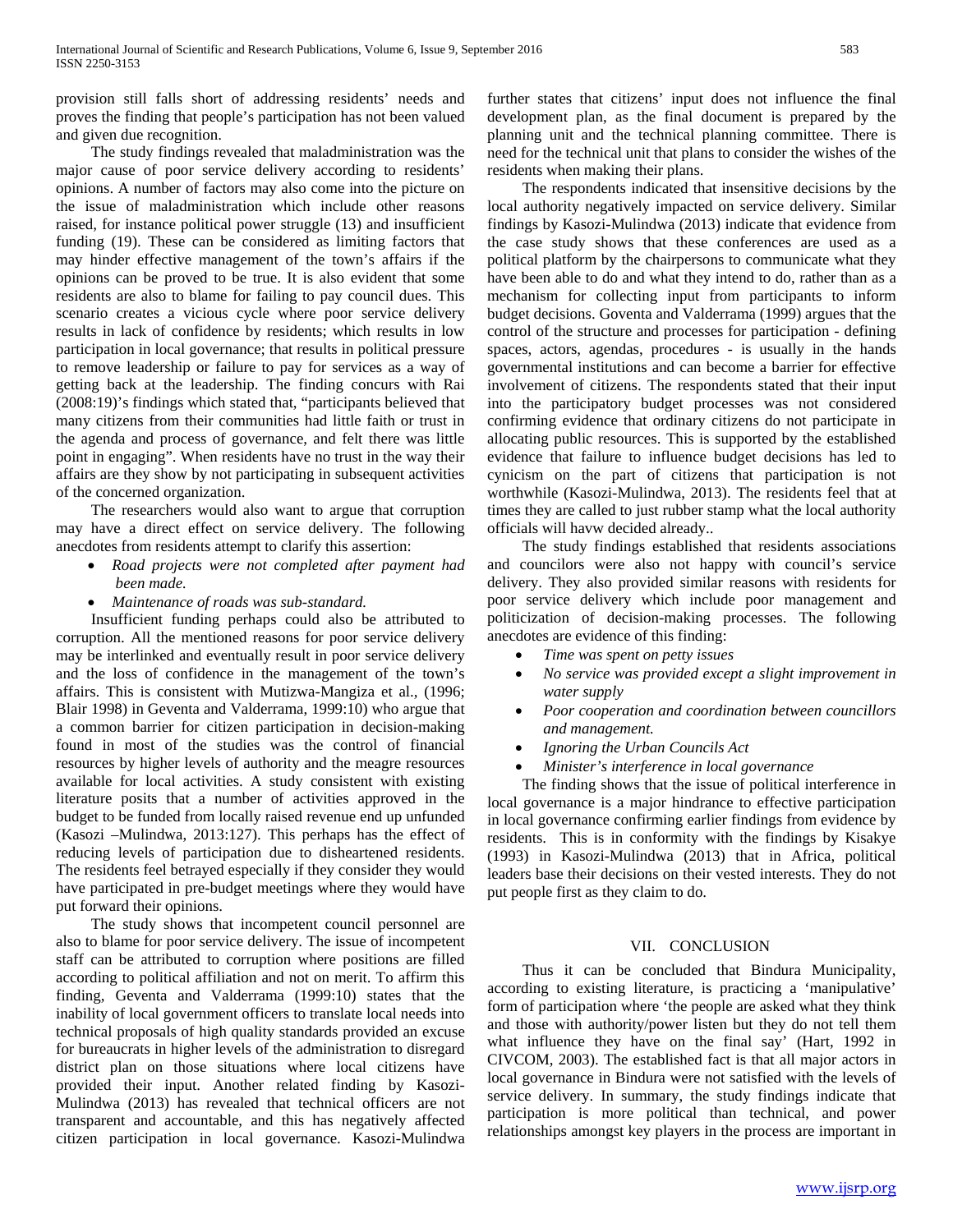provision still falls short of addressing residents' needs and proves the finding that people's participation has not been valued and given due recognition.

The study findings revealed that maladministration was the major cause of poor service delivery according to residents' opinions. A number of factors may also come into the picture on the issue of maladministration which include other reasons raised, for instance political power struggle (13) and insufficient funding (19). These can be considered as limiting factors that may hinder effective management of the town's affairs if the opinions can be proved to be true. It is also evident that some residents are also to blame for failing to pay council dues. This scenario creates a vicious cycle where poor service delivery results in lack of confidence by residents; which results in low participation in local governance; that results in political pressure to remove leadership or failure to pay for services as a way of getting back at the leadership. The finding concurs with Rai (2008:19)'s findings which stated that, "participants believed that many citizens from their communities had little faith or trust in the agenda and process of governance, and felt there was little point in engaging". When residents have no trust in the way their affairs are they show by not participating in subsequent activities of the concerned organization.

The researchers would also want to argue that corruption may have a direct effect on service delivery. The following anecdotes from residents attempt to clarify this assertion:

- *Road projects were not completed after payment had been made.*
- *Maintenance of roads was sub-standard.*

Insufficient funding perhaps could also be attributed to corruption. All the mentioned reasons for poor service delivery may be interlinked and eventually result in poor service delivery and the loss of confidence in the management of the town's affairs. This is consistent with Mutizwa-Mangiza et al., (1996; Blair 1998) in Geventa and Valderrama, 1999:10) who argue that a common barrier for citizen participation in decision-making found in most of the studies was the control of financial resources by higher levels of authority and the meagre resources available for local activities. A study consistent with existing literature posits that a number of activities approved in the budget to be funded from locally raised revenue end up unfunded (Kasozi –Mulindwa, 2013:127). This perhaps has the effect of reducing levels of participation due to disheartened residents. The residents feel betrayed especially if they consider they would have participated in pre-budget meetings where they would have put forward their opinions.

The study shows that incompetent council personnel are also to blame for poor service delivery. The issue of incompetent staff can be attributed to corruption where positions are filled according to political affiliation and not on merit. To affirm this finding, Geventa and Valderrama (1999:10) states that the inability of local government officers to translate local needs into technical proposals of high quality standards provided an excuse for bureaucrats in higher levels of the administration to disregard district plan on those situations where local citizens have provided their input. Another related finding by Kasozi-Mulindwa (2013) has revealed that technical officers are not transparent and accountable, and this has negatively affected citizen participation in local governance. Kasozi-Mulindwa further states that citizens' input does not influence the final development plan, as the final document is prepared by the planning unit and the technical planning committee. There is need for the technical unit that plans to consider the wishes of the residents when making their plans.

The respondents indicated that insensitive decisions by the local authority negatively impacted on service delivery. Similar findings by Kasozi-Mulindwa (2013) indicate that evidence from the case study shows that these conferences are used as a political platform by the chairpersons to communicate what they have been able to do and what they intend to do, rather than as a mechanism for collecting input from participants to inform budget decisions. Goventa and Valderrama (1999) argues that the control of the structure and processes for participation - defining spaces, actors, agendas, procedures - is usually in the hands governmental institutions and can become a barrier for effective involvement of citizens. The respondents stated that their input into the participatory budget processes was not considered confirming evidence that ordinary citizens do not participate in allocating public resources. This is supported by the established evidence that failure to influence budget decisions has led to cynicism on the part of citizens that participation is not worthwhile (Kasozi-Mulindwa, 2013). The residents feel that at times they are called to just rubber stamp what the local authority officials will havw decided already..

The study findings established that residents associations and councilors were also not happy with council's service delivery. They also provided similar reasons with residents for poor service delivery which include poor management and politicization of decision-making processes. The following anecdotes are evidence of this finding:

- *Time was spent on petty issues*
- *No service was provided except a slight improvement in water supply*
- *Poor cooperation and coordination between councillors and management.*
- *Ignoring the Urban Councils Act*
- *Minister's interference in local governance*

The finding shows that the issue of political interference in local governance is a major hindrance to effective participation in local governance confirming earlier findings from evidence by residents. This is in conformity with the findings by Kisakye (1993) in Kasozi-Mulindwa (2013) that in Africa, political leaders base their decisions on their vested interests. They do not put people first as they claim to do.

## VII. CONCLUSION

Thus it can be concluded that Bindura Municipality, according to existing literature, is practicing a 'manipulative' form of participation where 'the people are asked what they think and those with authority/power listen but they do not tell them what influence they have on the final say' (Hart, 1992 in CIVCOM, 2003). The established fact is that all major actors in local governance in Bindura were not satisfied with the levels of service delivery. In summary, the study findings indicate that participation is more political than technical, and power relationships amongst key players in the process are important in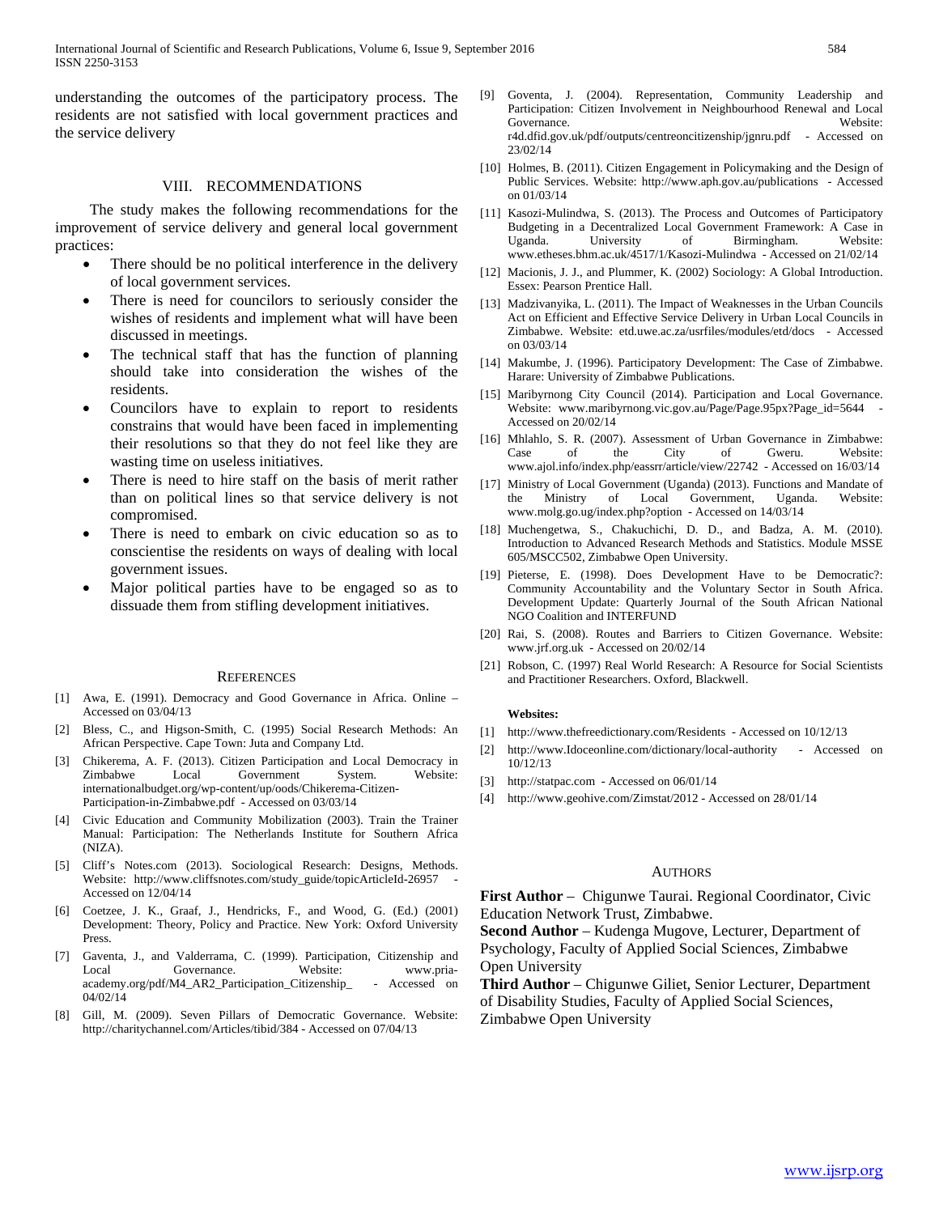understanding the outcomes of the participatory process. The residents are not satisfied with local government practices and the service delivery

## VIII. RECOMMENDATIONS

The study makes the following recommendations for the improvement of service delivery and general local government practices:

- There should be no political interference in the delivery of local government services.
- There is need for councilors to seriously consider the wishes of residents and implement what will have been discussed in meetings.
- The technical staff that has the function of planning should take into consideration the wishes of the residents.
- Councilors have to explain to report to residents constrains that would have been faced in implementing their resolutions so that they do not feel like they are wasting time on useless initiatives.
- There is need to hire staff on the basis of merit rather than on political lines so that service delivery is not compromised.
- There is need to embark on civic education so as to conscientise the residents on ways of dealing with local government issues.
- Major political parties have to be engaged so as to dissuade them from stifling development initiatives.

## REFERENCES

[1] Awa, E. (1991). Democracy and Good Governance in Africa. Online – Accessed on 03/04/13

[2] Bless, C., and Higson-Smith, C. (1995) Social Research Methods: An African Perspective. Cape Town: Juta and Company Ltd.

[3] Chikerema, A. F. (2013). Citizen Participation and Local Democracy in Zimbabwe Local Government System. Website: internationalbudget.org/wp-content/up/oods/Chikerema-Citizen-Participation-in-Zimbabwe.pdf - Accessed on 03/03/14

[4] Civic Education and Community Mobilization (2003). Train the Trainer Manual: Participation: The Netherlands Institute for Southern Africa (NIZA).

[5] Cliff's Notes.com (2013). Sociological Research: Designs, Methods. Website: http://www.cliffsnotes.com/study_guide/topicArticleId-26957 - Accessed on 12/04/14

[6] Coetzee, J. K., Graaf, J., Hendricks, F., and Wood, G. (Ed.) (2001) Development: Theory, Policy and Practice. New York: Oxford University Press.

[7] Gaventa, J., and Valderrama, C. (1999). Participation, Citizenship and Local Governance. Website: www.pria-academy.org/pdf/M4_AR2_Participation_Citizenship_ - Accessed on 04/02/14

[8] Gill, M. (2009). Seven Pillars of Democratic Governance. Website: http://charitychannel.com/Articles/tibid/384 - Accessed on 07/04/13

[9] Goventa, J. (2004). Representation, Community Leadership and Participation: Citizen Involvement in Neighbourhood Renewal and Local Governance. Website: r4d.dfid.gov.uk/pdf/outputs/centreoncitizenship/jgnru.pdf - Accessed on 23/02/14

[10] Holmes, B. (2011). Citizen Engagement in Policymaking and the Design of Public Services. Website: http://www.aph.gov.au/publications - Accessed on 01/03/14

[11] Kasozi-Mulindwa, S. (2013). The Process and Outcomes of Participatory Budgeting in a Decentralized Local Government Framework: A Case in Uganda. University of Birmingham. Website: www.etheses.bhm.ac.uk/4517/1/Kasozi-Mulindwa - Accessed on 21/02/14

[12] Macionis, J. J., and Plummer, K. (2002) Sociology: A Global Introduction. Essex: Pearson Prentice Hall.

[13] Madzivanyika, L. (2011). The Impact of Weaknesses in the Urban Councils Act on Efficient and Effective Service Delivery in Urban Local Councils in Zimbabwe. Website: etd.uwe.ac.za/usrfiles/modules/etd/docs - Accessed on 03/03/14

[14] Makumbe, J. (1996). Participatory Development: The Case of Zimbabwe. Harare: University of Zimbabwe Publications.

[15] Maribyrnong City Council (2014). Participation and Local Governance. Website: www.maribyrnong.vic.gov.au/Page/Page.95px?Page_id=5644 - Accessed on 20/02/14

[16] Mhlahlo, S. R. (2007). Assessment of Urban Governance in Zimbabwe: Case of the City of Gweru. Website: www.ajol.info/index.php/eassrr/article/view/22742 - Accessed on 16/03/14

[17] Ministry of Local Government (Uganda) (2013). Functions and Mandate of the Ministry of Local Government, Uganda. Website: www.molg.go.ug/index.php?option - Accessed on 14/03/14

[18] Muchengetwa, S., Chakuchichi, D. D., and Badza, A. M. (2010). Introduction to Advanced Research Methods and Statistics. Module MSSE 605/MSCC502, Zimbabwe Open University.

[19] Pieterse, E. (1998). Does Development Have to be Democratic?: Community Accountability and the Voluntary Sector in South Africa. Development Update: Quarterly Journal of the South African National NGO Coalition and INTERFUND

[20] Rai, S. (2008). Routes and Barriers to Citizen Governance. Website: www.jrf.org.uk - Accessed on 20/02/14

[21] Robson, C. (1997) Real World Research: A Resource for Social Scientists and Practitioner Researchers. Oxford, Blackwell.

**Websites:**

[1] http://www.thefreedictionary.com/Residents - Accessed on 10/12/13

[2] http://www.Idoceonline.com/dictionary/local-authority - Accessed on 10/12/13

[3] http://statpac.com - Accessed on 06/01/14

[4] http://www.geohive.com/Zimstat/2012 - Accessed on 28/01/14

## AUTHORS

**First Author** – Chigunwe Taurai. Regional Coordinator, Civic Education Network Trust, Zimbabwe.

**Second Author** – Kudenga Mugove, Lecturer, Department of Psychology, Faculty of Applied Social Sciences, Zimbabwe Open University

**Third Author** – Chigunwe Giliet, Senior Lecturer, Department of Disability Studies, Faculty of Applied Social Sciences, Zimbabwe Open University